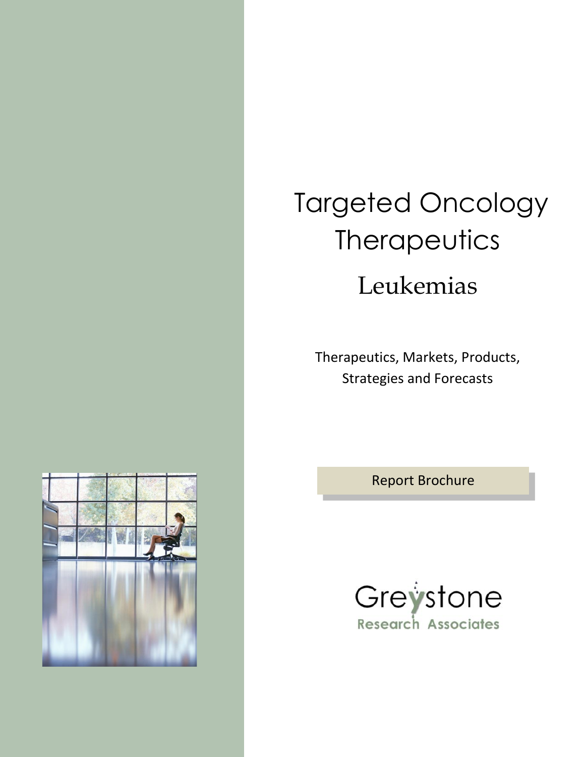# Targeted Oncology Therapeutics

## Leukemias

Therapeutics, Markets, Products, Strategies and Forecasts

Report Brochure

Greystone
Research Associates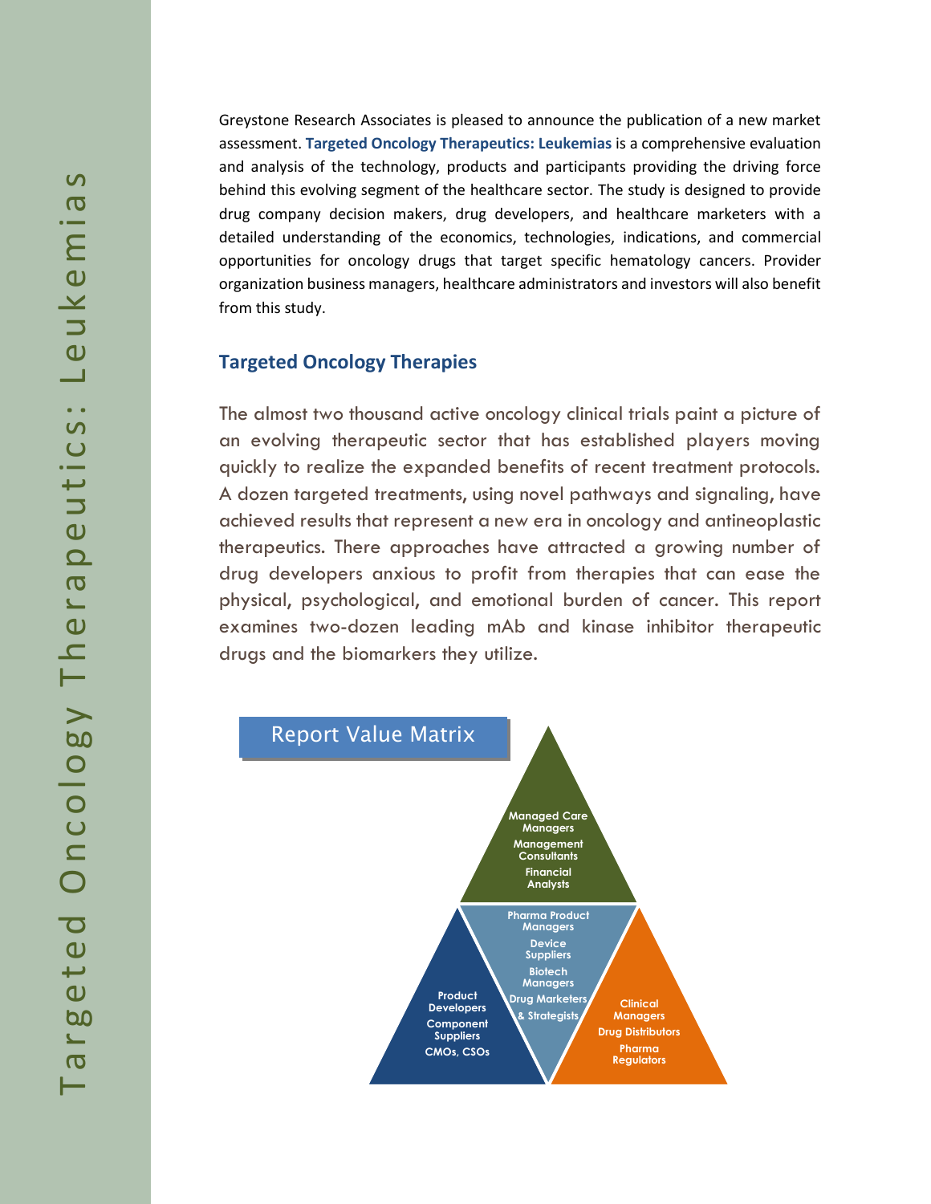Greystone Research Associates is pleased to announce the publication of a new market assessment. **Targeted Oncology Therapeutics: Leukemias** is a comprehensive evaluation and analysis of the technology, products and participants providing the driving force behind this evolving segment of the healthcare sector. The study is designed to provide drug company decision makers, drug developers, and healthcare marketers with a detailed understanding of the economics, technologies, indications, and commercial opportunities for oncology drugs that target specific hematology cancers. Provider organization business managers, healthcare administrators and investors will also benefit from this study.

## Targeted Oncology Therapies

The almost two thousand active oncology clinical trials paint a picture of an evolving therapeutic sector that has established players moving quickly to realize the expanded benefits of recent treatment protocols. A dozen targeted treatments, using novel pathways and signaling, have achieved results that represent a new era in oncology and antineoplastic therapeutics. There approaches have attracted a growing number of drug developers anxious to profit from therapies that can ease the physical, psychological, and emotional burden of cancer. This report examines two-dozen leading mAb and kinase inhibitor therapeutic drugs and the biomarkers they utilize.

### Report Value Matrix

- Managed Care Managers
- Management Consultants
- Financial Analysts
- Pharma Product Managers
- Device Suppliers
- Biotech Managers
- Drug Marketers & Strategists
- Product Developers
- Component Suppliers
- CMOs, CSOs
- Clinical Managers
- Drug Distributors
- Pharma Regulators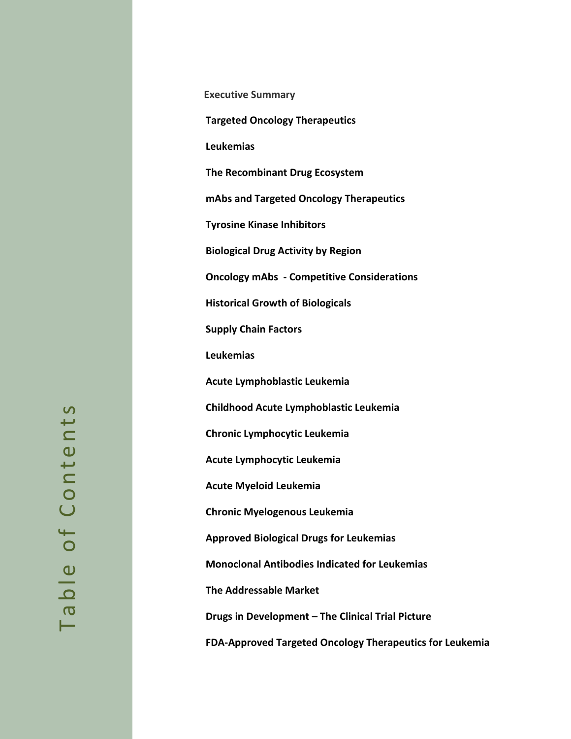# Table of Contents

**Executive Summary**

**Targeted Oncology Therapeutics**

**Leukemias**

**The Recombinant Drug Ecosystem**

**mAbs and Targeted Oncology Therapeutics**

**Tyrosine Kinase Inhibitors**

**Biological Drug Activity by Region**

**Oncology mAbs - Competitive Considerations**

**Historical Growth of Biologicals**

**Supply Chain Factors**

**Leukemias**

**Acute Lymphoblastic Leukemia**

**Childhood Acute Lymphoblastic Leukemia**

**Chronic Lymphocytic Leukemia**

**Acute Lymphocytic Leukemia**

**Acute Myeloid Leukemia**

**Chronic Myelogenous Leukemia**

**Approved Biological Drugs for Leukemias**

**Monoclonal Antibodies Indicated for Leukemias**

**The Addressable Market**

**Drugs in Development – The Clinical Trial Picture**

**FDA-Approved Targeted Oncology Therapeutics for Leukemia**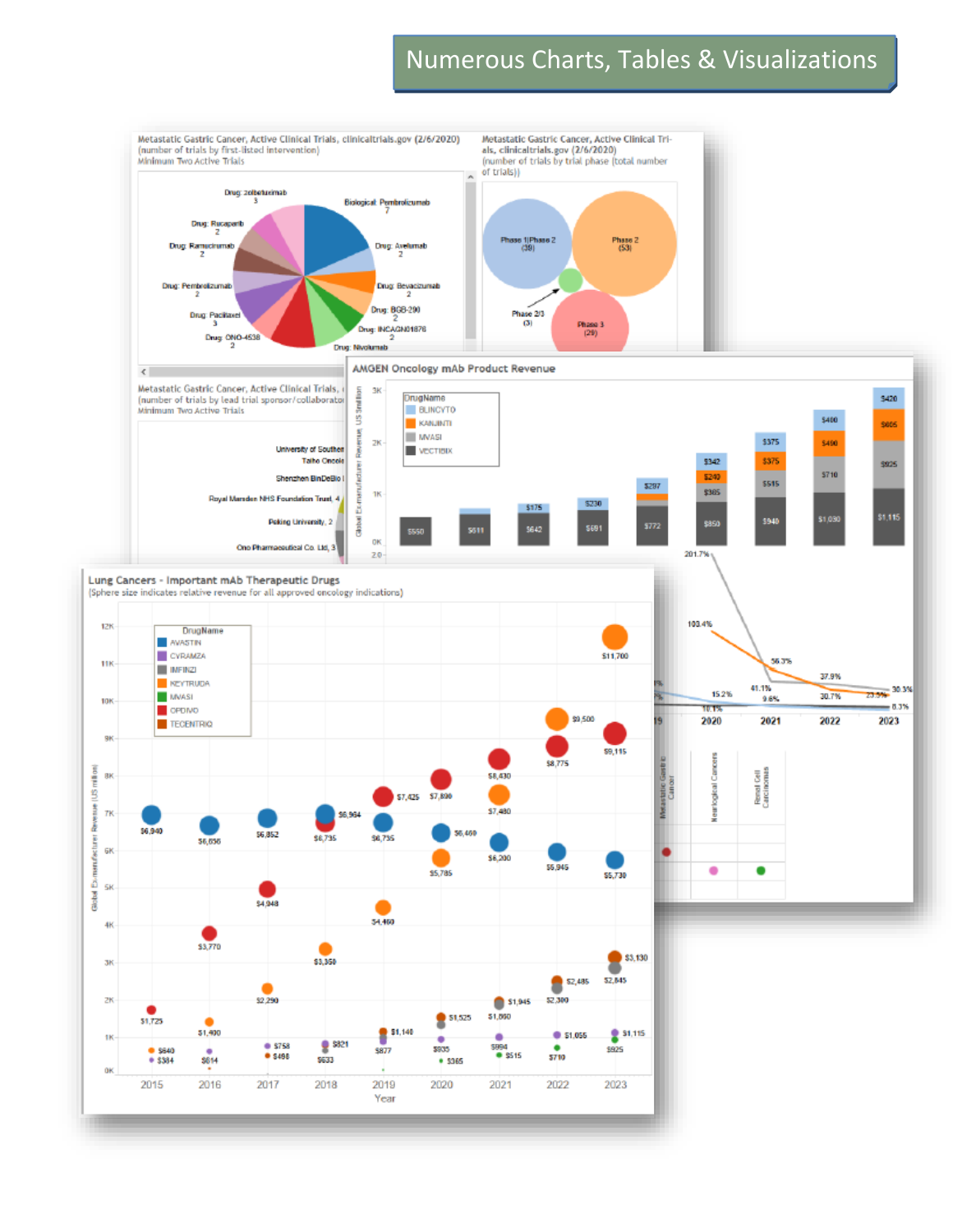# Numerous Charts, Tables & Visualizations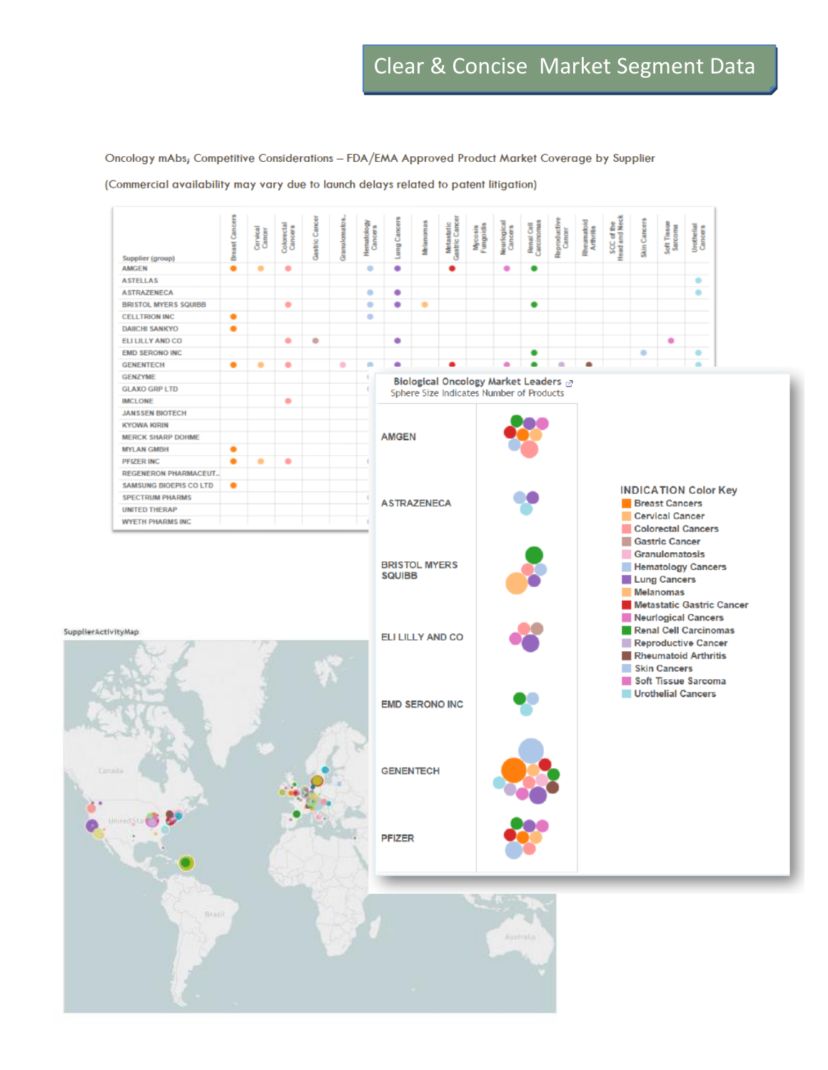# Clear & Concise Market Segment Data

Oncology mAbs; Competitive Considerations – FDA/EMA Approved Product Market Coverage by Supplier

(Commercial availability may vary due to launch delays related to patent litigation)

| Supplier (group) | Breast Cancers | Cervical Cancer | Colorectal Cancers | Gastric Cancer | Granulomatosis | Hematology Cancers | Lung Cancers | Melanomas | Metastatic Gastric Cancer | Mycosis Fungoidis | Neurological Cancers | Renal Cell Carcinomas | Reproductive Cancer | Rheumatoid Arthritis | SCC of the Head and Neck | Skin Cancers | Soft Tissue Sarcoma | Urothelial Cancers |
|---|---|---|---|---|---|---|---|---|---|---|---|---|---|---|---|---|---|---|
| AMGEN | ● | ● | ● | | | ● | ● | | ● | | ● | ● | | | | | | |
| ASTELLAS | | | | | | | | | | | | | | | | | | ● |
| ASTRAZENECA | | | | | | ● | ● | | | | | | | | | | | ● |
| BRISTOL MYERS SQUIBB | | | ● | | | ● | ● | ● | | | | ● | | | | | | |
| CELLTRION INC | ● | | | | | ● | | | | | | | | | | | | |
| DAIICHI SANKYO | ● | | | | | | | | | | | | | | | | | |
| ELI LILLY AND CO | | | ● | ● | | | ● | | | | | | | | | | ● | |
| EMD SERONO INC | | | | | | | | | | | | ● | | | | ● | | ● |
| GENENTECH | ● | ● | ● | | ● | ● | ● | | ● | | ● | ● | ● | ● | | | | ● |
| GENZYME | | | | | | | | | | | | | | | | | | |
| GLAXO GRP LTD | | | | | | | | | | | | | | | | | | |
| IMCLONE | | | ● | | | | | | | | | | | | | | | |
| JANSSEN BIOTECH | | | | | | | | | | | | | | | | | | |
| KYOWA KIRIN | | | | | | | | | | | | | | | | | | |
| MERCK SHARP DOHME | | | | | | | | | | | | | | | | | | |
| MYLAN GMBH | ● | | | | | | | | | | | | | | | | | |
| PFIZER INC | ● | ● | ● | | | | | | | | | | | | | | | |
| REGENERON PHARMACEUT.. | | | | | | | | | | | | | | | | | | |
| SAMSUNG BIOEPIS CO LTD | ● | | | | | | | | | | | | | | | | | |
| SPECTRUM PHARMS | | | | | | | | | | | | | | | | | | |
| UNITED THERAP | | | | | | | | | | | | | | | | | | |
| WYETH PHARMS INC | | | | | | | | | | | | | | | | | | |

**Biological Oncology Market Leaders**
Sphere Size Indicates Number of Products

AMGEN

ASTRAZENECA

BRISTOL MYERS SQUIBB

ELI LILLY AND CO

EMD SERONO INC

GENENTECH

PFIZER

**INDICATION Color Key**
- Breast Cancers
- Cervical Cancer
- Colorectal Cancers
- Gastric Cancer
- Granulomatosis
- Hematology Cancers
- Lung Cancers
- Melanomas
- Metastatic Gastric Cancer
- Neurlogical Cancers
- Renal Cell Carcinomas
- Reproductive Cancer
- Rheumatoid Arthritis
- Skin Cancers
- Soft Tissue Sarcoma
- Urothelial Cancers

SupplierActivityMap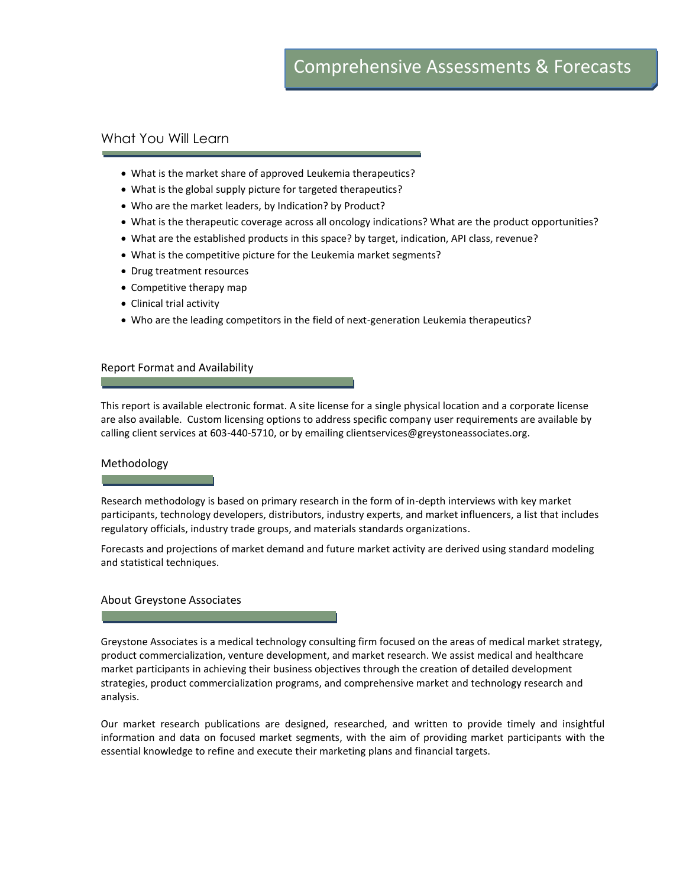# Comprehensive Assessments & Forecasts

## What You Will Learn

- What is the market share of approved Leukemia therapeutics?
- What is the global supply picture for targeted therapeutics?
- Who are the market leaders, by Indication? by Product?
- What is the therapeutic coverage across all oncology indications? What are the product opportunities?
- What are the established products in this space? by target, indication, API class, revenue?
- What is the competitive picture for the Leukemia market segments?
- Drug treatment resources
- Competitive therapy map
- Clinical trial activity
- Who are the leading competitors in the field of next-generation Leukemia therapeutics?

## Report Format and Availability

This report is available electronic format. A site license for a single physical location and a corporate license are also available. Custom licensing options to address specific company user requirements are available by calling client services at 603-440-5710, or by emailing clientservices@greystoneassociates.org.

## Methodology

Research methodology is based on primary research in the form of in-depth interviews with key market participants, technology developers, distributors, industry experts, and market influencers, a list that includes regulatory officials, industry trade groups, and materials standards organizations.

Forecasts and projections of market demand and future market activity are derived using standard modeling and statistical techniques.

## About Greystone Associates

Greystone Associates is a medical technology consulting firm focused on the areas of medical market strategy, product commercialization, venture development, and market research. We assist medical and healthcare market participants in achieving their business objectives through the creation of detailed development strategies, product commercialization programs, and comprehensive market and technology research and analysis.

Our market research publications are designed, researched, and written to provide timely and insightful information and data on focused market segments, with the aim of providing market participants with the essential knowledge to refine and execute their marketing plans and financial targets.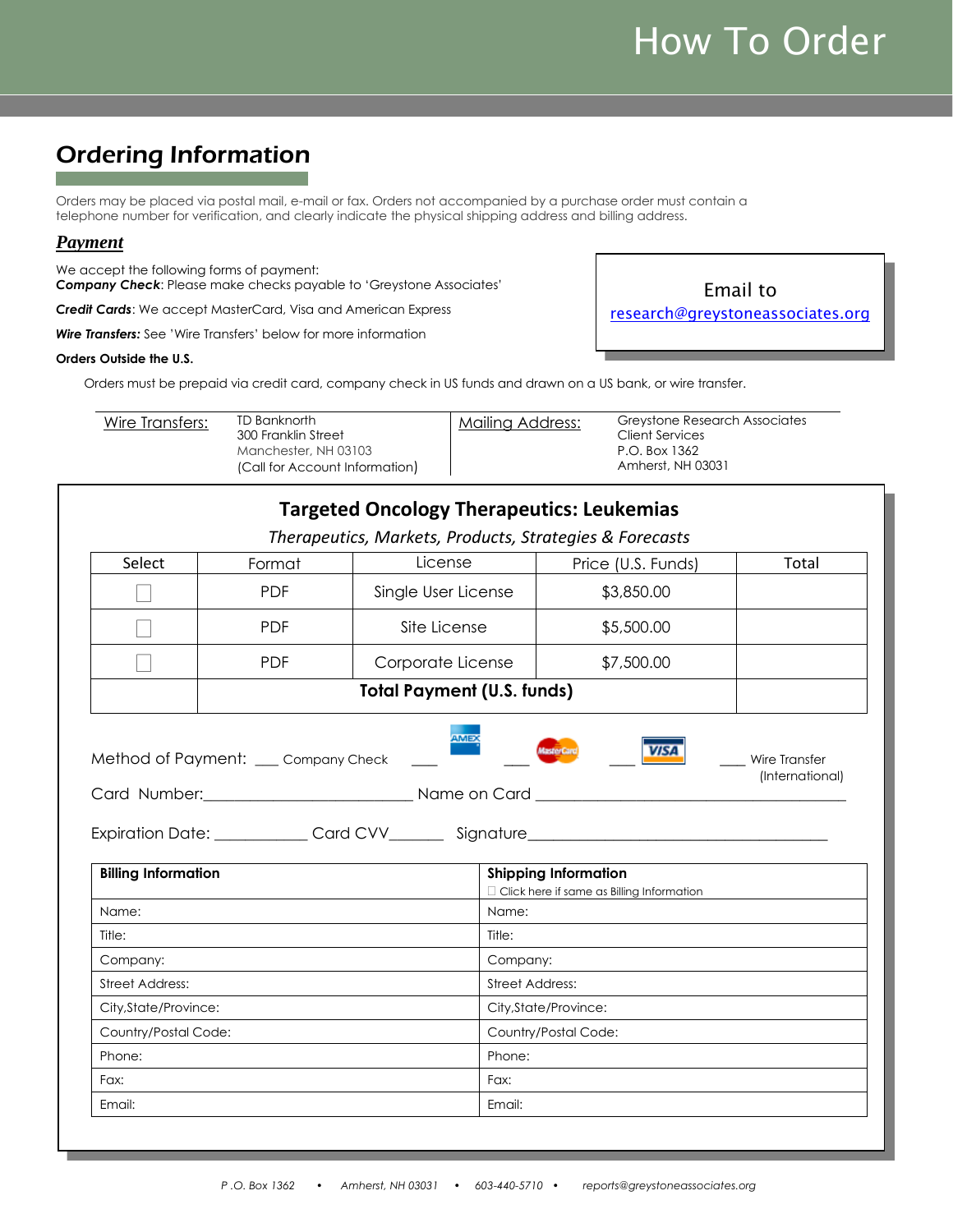# How To Order

## Ordering Information

Orders may be placed via postal mail, e-mail or fax. Orders not accompanied by a purchase order must contain a telephone number for verification, and clearly indicate the physical shipping address and billing address.

### *Payment*

We accept the following forms of payment:
***Company Check***: Please make checks payable to 'Greystone Associates'

***Credit Cards***: We accept MasterCard, Visa and American Express

***Wire Transfers:*** See 'Wire Transfers' below for more information

**Orders Outside the U.S.**

Orders must be prepaid via credit card, company check in US funds and drawn on a US bank, or wire transfer.

Email to
research@greystoneassociates.org

| | | | |
|---|---|---|---|
| Wire Transfers: | TD Banknorth<br>300 Franklin Street<br>Manchester, NH 03103<br>(Call for Account Information) | Mailing Address: | Greystone Research Associates<br>Client Services<br>P.O. Box 1362<br>Amherst, NH 03031 |

## Targeted Oncology Therapeutics: Leukemias

*Therapeutics, Markets, Products, Strategies & Forecasts*

| Select | Format | License | Price (U.S. Funds) | Total |
|---|---|---|---|---|
| ☐ | PDF | Single User License | $3,850.00 | |
| ☐ | PDF | Site License | $5,500.00 | |
| ☐ | PDF | Corporate License | $7,500.00 | |
| | **Total Payment (U.S. funds)** | | | |

Method of Payment: ___ Company Check ___ AMEX ___ MasterCard ___ VISA ___ Wire Transfer (International)

Card Number:________________________ Name on Card ____________________________________

Expiration Date: ___________ Card CVV______ Signature__________________________________

| **Billing Information** | **Shipping Information**<br>☐ Click here if same as Billing Information |
|---|---|
| Name: | Name: |
| Title: | Title: |
| Company: | Company: |
| Street Address: | Street Address: |
| City,State/Province: | City,State/Province: |
| Country/Postal Code: | Country/Postal Code: |
| Phone: | Phone: |
| Fax: | Fax: |
| Email: | Email: |

*P .O. Box 1362 • Amherst, NH 03031 • 603-440-5710 • reports@greystoneassociates.org*